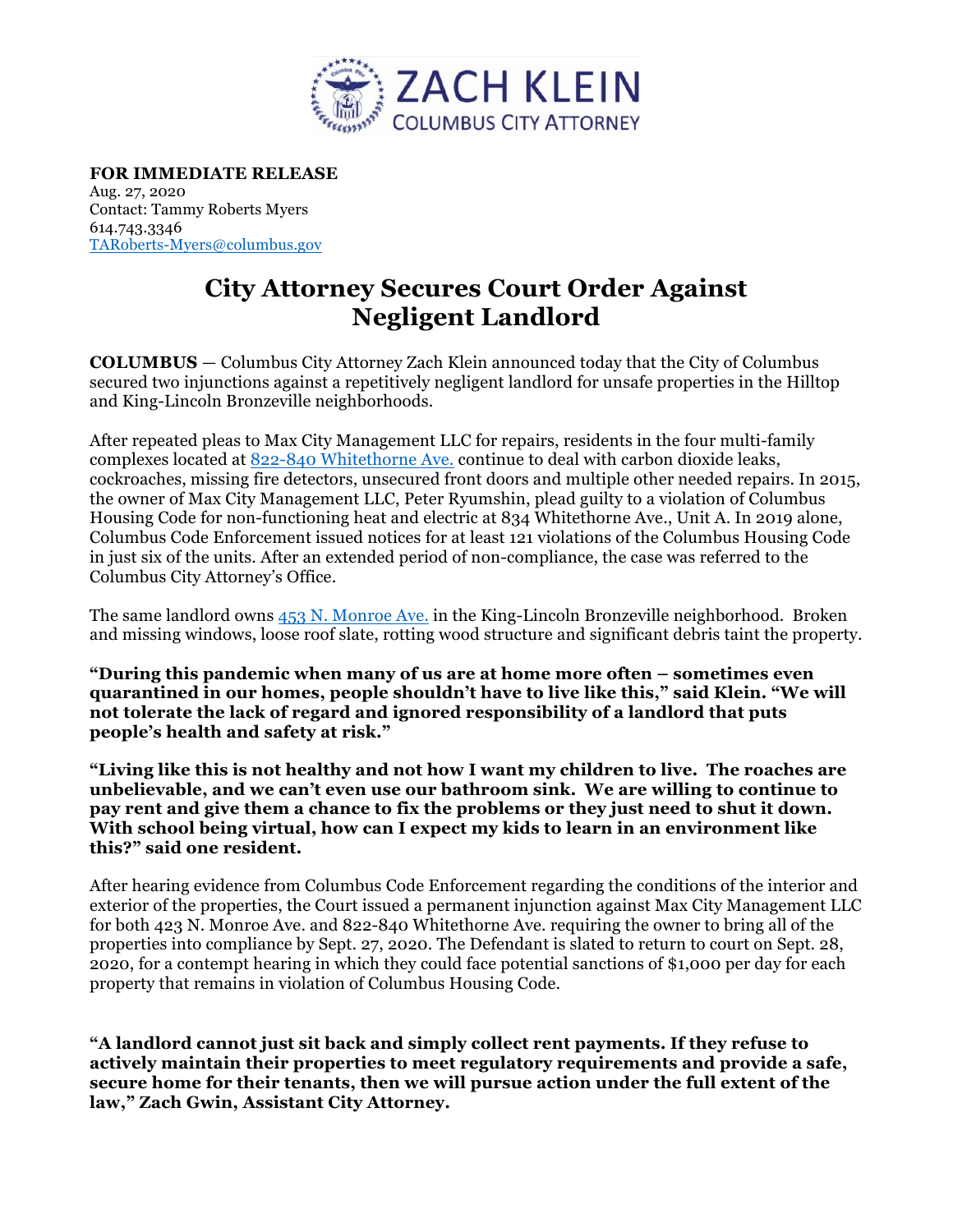ZACH KLEIN
COLUMBUS CITY ATTORNEY

**FOR IMMEDIATE RELEASE**
Aug. 27, 2020
Contact: Tammy Roberts Myers
614.743.3346
TARoberts-Myers@columbus.gov

# City Attorney Secures Court Order Against Negligent Landlord

**COLUMBUS** — Columbus City Attorney Zach Klein announced today that the City of Columbus secured two injunctions against a repetitively negligent landlord for unsafe properties in the Hilltop and King-Lincoln Bronzeville neighborhoods.

After repeated pleas to Max City Management LLC for repairs, residents in the four multi-family complexes located at 822-840 Whitethorne Ave. continue to deal with carbon dioxide leaks, cockroaches, missing fire detectors, unsecured front doors and multiple other needed repairs. In 2015, the owner of Max City Management LLC, Peter Ryumshin, plead guilty to a violation of Columbus Housing Code for non-functioning heat and electric at 834 Whitethorne Ave., Unit A. In 2019 alone, Columbus Code Enforcement issued notices for at least 121 violations of the Columbus Housing Code in just six of the units. After an extended period of non-compliance, the case was referred to the Columbus City Attorney's Office.

The same landlord owns 453 N. Monroe Ave. in the King-Lincoln Bronzeville neighborhood. Broken and missing windows, loose roof slate, rotting wood structure and significant debris taint the property.

**"During this pandemic when many of us are at home more often – sometimes even quarantined in our homes, people shouldn't have to live like this," said Klein. "We will not tolerate the lack of regard and ignored responsibility of a landlord that puts people's health and safety at risk."**

**"Living like this is not healthy and not how I want my children to live. The roaches are unbelievable, and we can't even use our bathroom sink. We are willing to continue to pay rent and give them a chance to fix the problems or they just need to shut it down. With school being virtual, how can I expect my kids to learn in an environment like this?" said one resident.**

After hearing evidence from Columbus Code Enforcement regarding the conditions of the interior and exterior of the properties, the Court issued a permanent injunction against Max City Management LLC for both 423 N. Monroe Ave. and 822-840 Whitethorne Ave. requiring the owner to bring all of the properties into compliance by Sept. 27, 2020. The Defendant is slated to return to court on Sept. 28, 2020, for a contempt hearing in which they could face potential sanctions of $1,000 per day for each property that remains in violation of Columbus Housing Code.

**"A landlord cannot just sit back and simply collect rent payments. If they refuse to actively maintain their properties to meet regulatory requirements and provide a safe, secure home for their tenants, then we will pursue action under the full extent of the law," Zach Gwin, Assistant City Attorney.**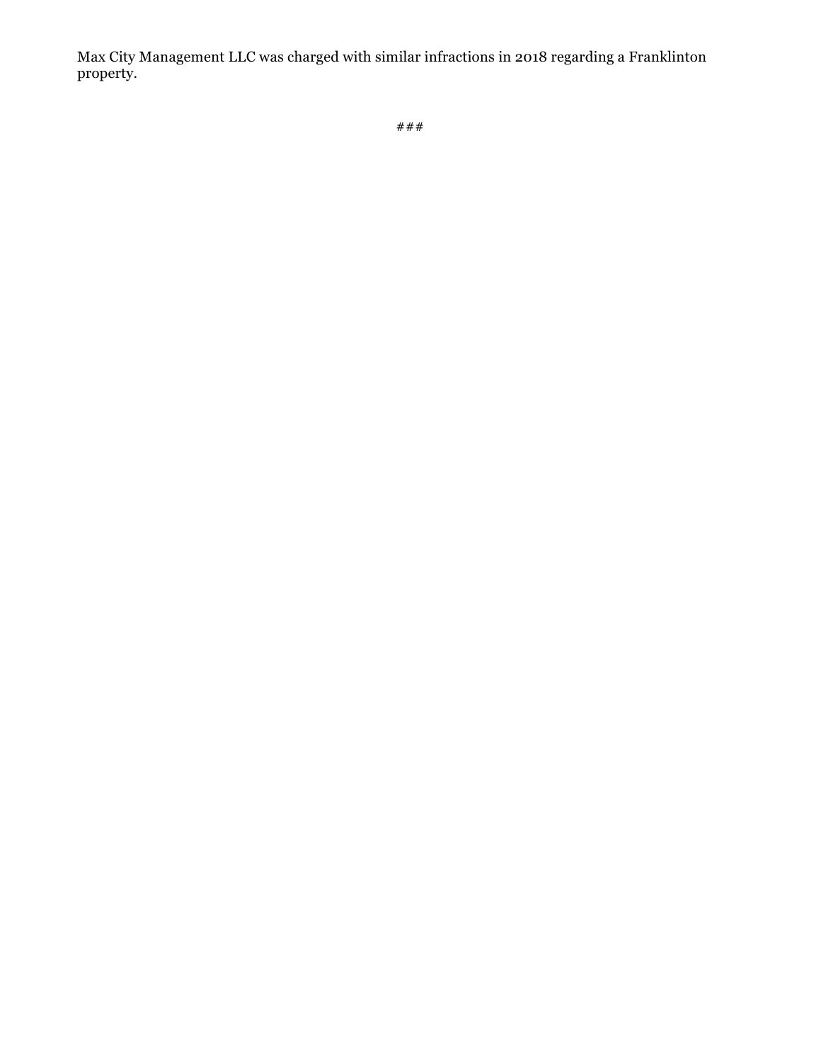Max City Management LLC was charged with similar infractions in 2018 regarding a Franklinton property.

###